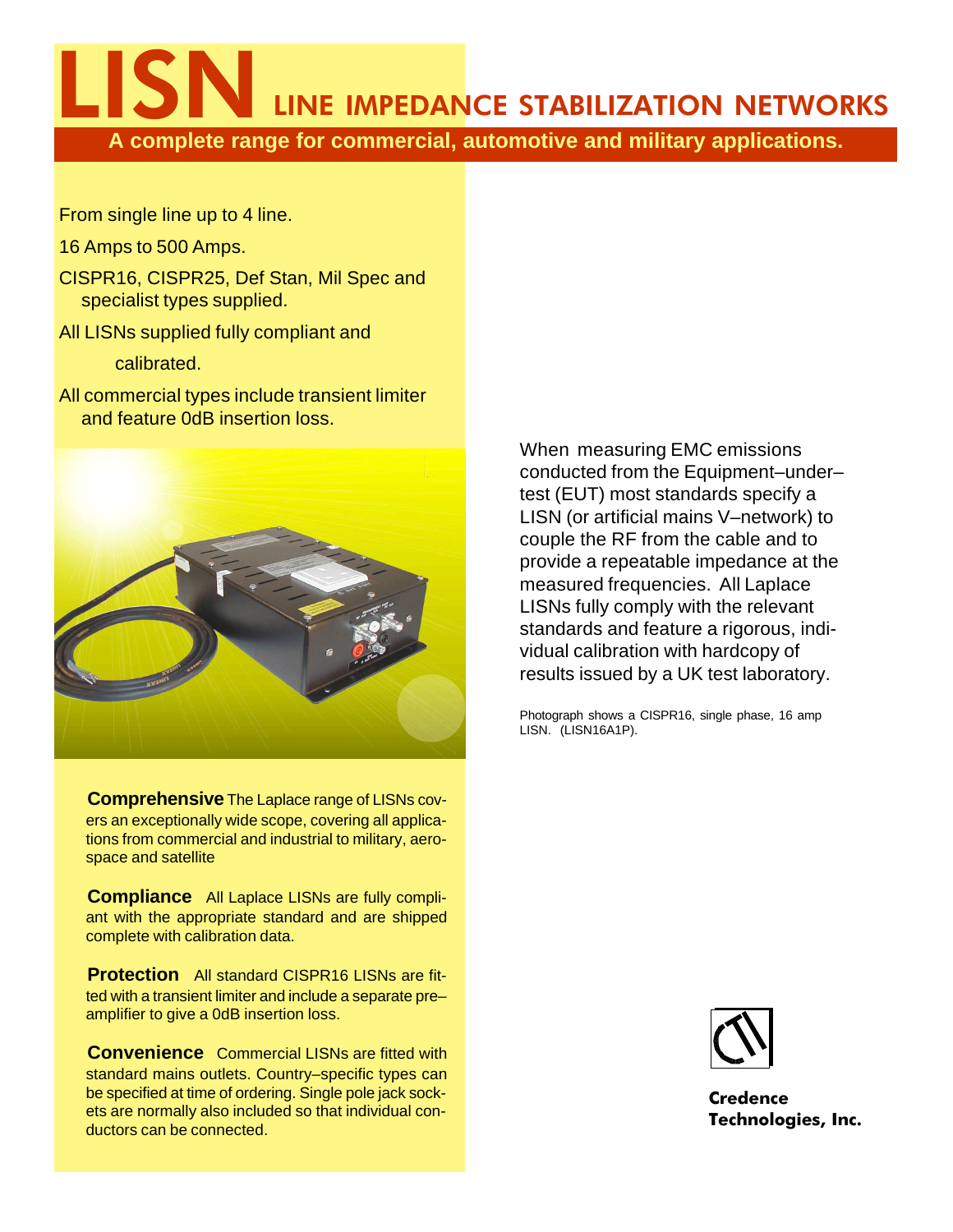# LISN LINE IMPEDANCE STABILIZATION NETWORKS

**A complete range for commercial, automotive and military applications.**

From single line up to 4 line.

16 Amps to 500 Amps.

CISPR16, CISPR25, Def Stan, Mil Spec and specialist types supplied.

All LISNs supplied fully compliant and calibrated.

All commercial types include transient limiter and feature 0dB insertion loss.

When measuring EMC emissions conducted from the Equipment–under–test (EUT) most standards specify a LISN (or artificial mains V–network) to couple the RF from the cable and to provide a repeatable impedance at the measured frequencies. All Laplace LISNs fully comply with the relevant standards and feature a rigorous, individual calibration with hardcopy of results issued by a UK test laboratory.

Photograph shows a CISPR16, single phase, 16 amp LISN. (LISN16A1P).

**Comprehensive** The Laplace range of LISNs covers an exceptionally wide scope, covering all applications from commercial and industrial to military, aerospace and satellite

**Compliance** All Laplace LISNs are fully compliant with the appropriate standard and are shipped complete with calibration data.

**Protection** All standard CISPR16 LISNs are fitted with a transient limiter and include a separate pre–amplifier to give a 0dB insertion loss.

**Convenience** Commercial LISNs are fitted with standard mains outlets. Country–specific types can be specified at time of ordering. Single pole jack sockets are normally also included so that individual conductors can be connected.

**Credence Technologies, Inc.**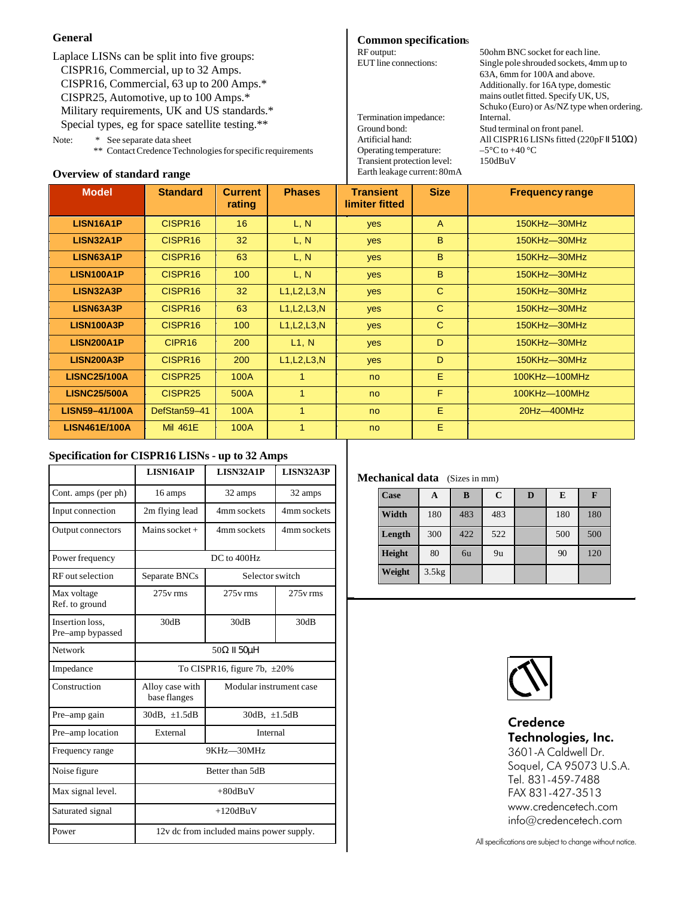## General

Laplace LISNs can be split into five groups:

- CISPR16, Commercial, up to 32 Amps.
- CISPR16, Commercial, 63 up to 200 Amps.*
- CISPR25, Automotive, up to 100 Amps.*
- Military requirements, UK and US standards.*
- Special types, eg for space satellite testing.**

Note: * See separate data sheet
** Contact Credence Technologies for specific requirements

## Common specifications

| | |
|---|---|
| RF output: | 50ohm BNC socket for each line. |
| EUT line connections: | Single pole shrouded sockets, 4mm up to 63A, 6mm for 100A and above. Additionally. for 16A type, domestic mains outlet fitted. Specify UK, US, Schuko (Euro) or As/NZ type when ordering. |
| Termination impedance: | Internal. |
| Ground bond: | Stud terminal on front panel. |
| Artificial hand: | All CISPR16 LISNs fitted (220pF II 510Ω) |
| Operating temperature: | –5°C to +40 °C |
| Transient protection level: | 150dBuV |
| Earth leakage current: 80mA | |

## Overview of standard range

| Model | Standard | Current rating | Phases | Transient limiter fitted | Size | Frequency range |
|---|---|---|---|---|---|---|
| LISN16A1P | CISPR16 | 16 | L, N | yes | A | 150KHz—30MHz |
| LISN32A1P | CISPR16 | 32 | L, N | yes | B | 150KHz—30MHz |
| LISN63A1P | CISPR16 | 63 | L, N | yes | B | 150KHz—30MHz |
| LISN100A1P | CISPR16 | 100 | L, N | yes | B | 150KHz—30MHz |
| LISN32A3P | CISPR16 | 32 | L1,L2,L3,N | yes | C | 150KHz—30MHz |
| LISN63A3P | CISPR16 | 63 | L1,L2,L3,N | yes | C | 150KHz—30MHz |
| LISN100A3P | CISPR16 | 100 | L1,L2,L3,N | yes | C | 150KHz—30MHz |
| LISN200A1P | CIPR16 | 200 | L1, N | yes | D | 150KHz—30MHz |
| LISN200A3P | CISPR16 | 200 | L1,L2,L3,N | yes | D | 150KHz—30MHz |
| LISNC25/100A | CISPR25 | 100A | 1 | no | E | 100KHz—100MHz |
| LISNC25/500A | CISPR25 | 500A | 1 | no | F | 100KHz—100MHz |
| LISN59–41/100A | DefStan59–41 | 100A | 1 | no | E | 20Hz—400MHz |
| LISN461E/100A | Mil 461E | 100A | 1 | no | E | |

## Specification for CISPR16 LISNs - up to 32 Amps

| | LISN16A1P | LISN32A1P | LISN32A3P |
|---|---|---|---|
| Cont. amps (per ph) | 16 amps | 32 amps | 32 amps |
| Input connection | 2m flying lead | 4mm sockets | 4mm sockets |
| Output connectors | Mains socket + | 4mm sockets | 4mm sockets |
| Power frequency | DC to 400Hz | | |
| RF out selection | Separate BNCs | Selector switch | |
| Max voltage Ref. to ground | 275v rms | 275v rms | 275v rms |
| Insertion loss, Pre–amp bypassed | 30dB | 30dB | 30dB |
| Network | 50Ω II 50µH | | |
| Impedance | To CISPR16, figure 7b, ±20% | | |
| Construction | Alloy case with base flanges | Modular instrument case | |
| Pre–amp gain | 30dB, ±1.5dB | 30dB, ±1.5dB | |
| Pre–amp location | External | Internal | |
| Frequency range | 9KHz—30MHz | | |
| Noise figure | Better than 5dB | | |
| Max signal level. | +80dBuV | | |
| Saturated signal | +120dBuV | | |
| Power | 12v dc from included mains power supply. | | |

## Mechanical data (Sizes in mm)

| Case | A | B | C | D | E | F |
|---|---|---|---|---|---|---|
| Width | 180 | 483 | 483 | | 180 | 180 |
| Length | 300 | 422 | 522 | | 500 | 500 |
| Height | 80 | 6u | 9u | | 90 | 120 |
| Weight | 3.5kg | | | | | |

**Credence Technologies, Inc.**
3601-A Caldwell Dr.
Soquel, CA 95073 U.S.A.
Tel. 831-459-7488
FAX 831-427-3513
www.credencetech.com
info@credencetech.com

All specifications are subject to change without notice.